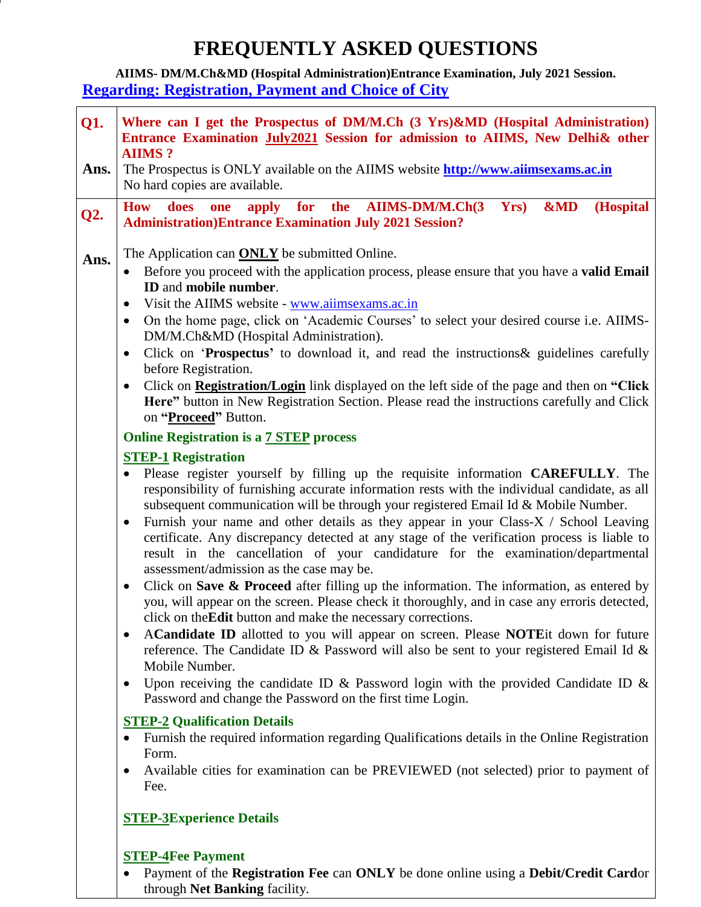# FREQUENTLY ASKED QUESTIONS

**AIIMS- DM/M.Ch&MD (Hospital Administration)Entrance Examination, July 2021 Session.**

**Regarding: Registration, Payment and Choice of City**

**Q1. Where can I get the Prospectus of DM/M.Ch (3 Yrs)&MD (Hospital Administration) Entrance Examination July2021 Session for admission to AIIMS, New Delhi& other AIIMS ?**

**Ans.** The Prospectus is ONLY available on the AIIMS website **http://www.aiimsexams.ac.in**
No hard copies are available.

**Q2. How does one apply for the AIIMS-DM/M.Ch(3 Yrs) &MD (Hospital Administration)Entrance Examination July 2021 Session?**

**Ans.** The Application can **ONLY** be submitted Online.

- Before you proceed with the application process, please ensure that you have a **valid Email ID** and **mobile number**.
- Visit the AIIMS website - www.aiimsexams.ac.in
- On the home page, click on 'Academic Courses' to select your desired course i.e. AIIMS-DM/M.Ch&MD (Hospital Administration).
- Click on '**Prospectus**' to download it, and read the instructions& guidelines carefully before Registration.
- Click on **Registration/Login** link displayed on the left side of the page and then on **"Click Here"** button in New Registration Section. Please read the instructions carefully and Click on **"Proceed"** Button.

**Online Registration is a 7 STEP process**

**STEP-1 Registration**

- Please register yourself by filling up the requisite information **CAREFULLY**. The responsibility of furnishing accurate information rests with the individual candidate, as all subsequent communication will be through your registered Email Id & Mobile Number.
- Furnish your name and other details as they appear in your Class-X / School Leaving certificate. Any discrepancy detected at any stage of the verification process is liable to result in the cancellation of your candidature for the examination/departmental assessment/admission as the case may be.
- Click on **Save & Proceed** after filling up the information. The information, as entered by you, will appear on the screen. Please check it thoroughly, and in case any erroris detected, click on the**Edit** button and make the necessary corrections.
- A**Candidate ID** allotted to you will appear on screen. Please **NOTE**it down for future reference. The Candidate ID & Password will also be sent to your registered Email Id & Mobile Number.
- Upon receiving the candidate ID & Password login with the provided Candidate ID & Password and change the Password on the first time Login.

**STEP-2 Qualification Details**

- Furnish the required information regarding Qualifications details in the Online Registration Form.
- Available cities for examination can be PREVIEWED (not selected) prior to payment of Fee.

**STEP-3Experience Details**

**STEP-4Fee Payment**

- Payment of the **Registration Fee** can **ONLY** be done online using a **Debit/Credit Card**or through **Net Banking** facility.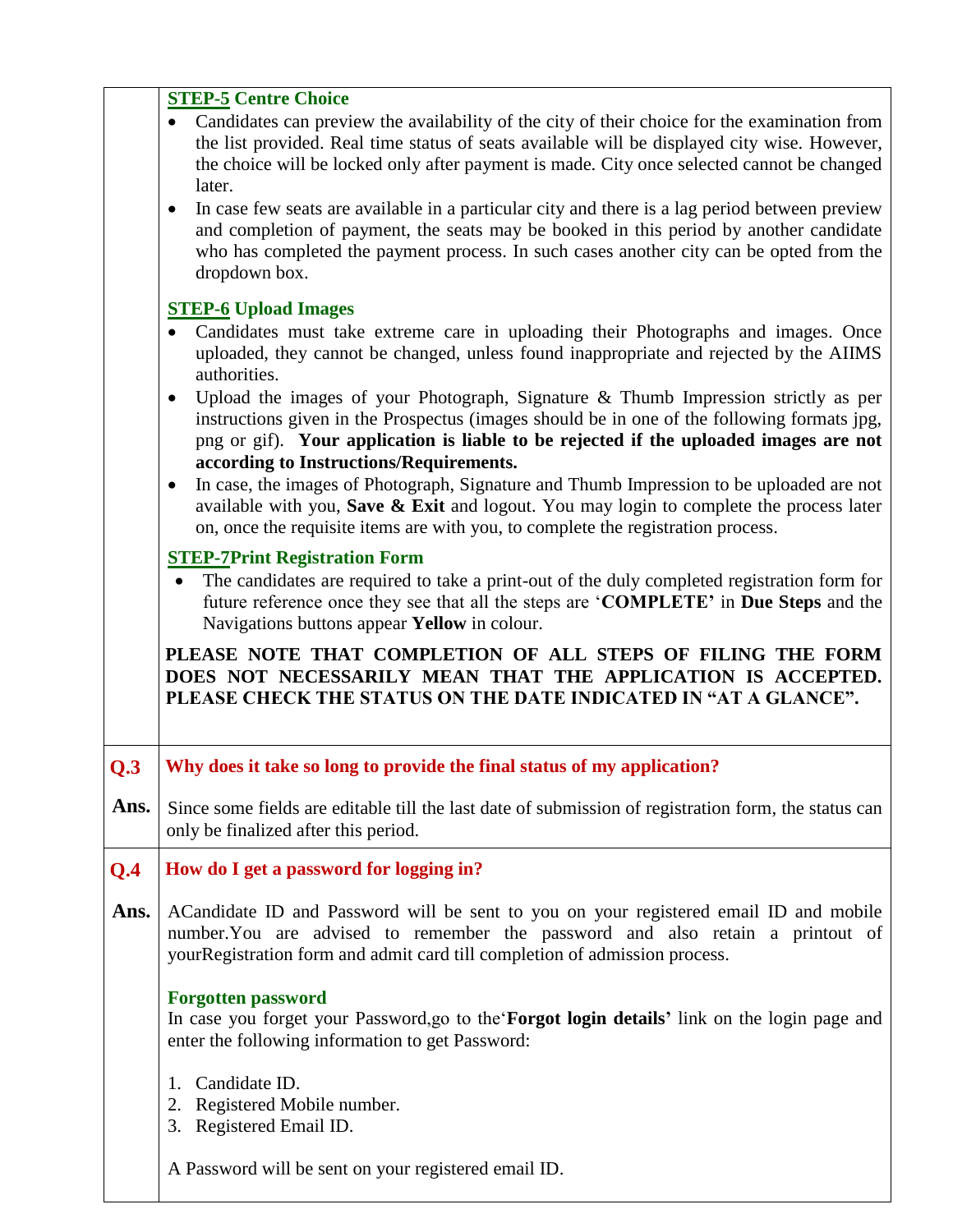| | |
|---|---|
| | **STEP-5 Centre Choice**<br>• Candidates can preview the availability of the city of their choice for the examination from the list provided. Real time status of seats available will be displayed city wise. However, the choice will be locked only after payment is made. City once selected cannot be changed later.<br>• In case few seats are available in a particular city and there is a lag period between preview and completion of payment, the seats may be booked in this period by another candidate who has completed the payment process. In such cases another city can be opted from the dropdown box.<br><br>**STEP-6 Upload Images**<br>• Candidates must take extreme care in uploading their Photographs and images. Once uploaded, they cannot be changed, unless found inappropriate and rejected by the AIIMS authorities.<br>• Upload the images of your Photograph, Signature & Thumb Impression strictly as per instructions given in the Prospectus (images should be in one of the following formats jpg, png or gif). **Your application is liable to be rejected if the uploaded images are not according to Instructions/Requirements.**<br>• In case, the images of Photograph, Signature and Thumb Impression to be uploaded are not available with you, **Save & Exit** and logout. You may login to complete the process later on, once the requisite items are with you, to complete the registration process.<br><br>**STEP-7Print Registration Form**<br>• The candidates are required to take a print-out of the duly completed registration form for future reference once they see that all the steps are '**COMPLETE**' in **Due Steps** and the Navigations buttons appear **Yellow** in colour.<br><br>**PLEASE NOTE THAT COMPLETION OF ALL STEPS OF FILING THE FORM DOES NOT NECESSARILY MEAN THAT THE APPLICATION IS ACCEPTED. PLEASE CHECK THE STATUS ON THE DATE INDICATED IN "AT A GLANCE".** |
| **Q.3** | **Why does it take so long to provide the final status of my application?** |
| **Ans.** | Since some fields are editable till the last date of submission of registration form, the status can only be finalized after this period. |
| **Q.4** | **How do I get a password for logging in?** |
| **Ans.** | ACandidate ID and Password will be sent to you on your registered email ID and mobile number.You are advised to remember the password and also retain a printout of yourRegistration form and admit card till completion of admission process.<br><br>**Forgotten password**<br>In case you forget your Password,go to the'**Forgot login details'** link on the login page and enter the following information to get Password:<br><br>1. Candidate ID.<br>2. Registered Mobile number.<br>3. Registered Email ID.<br><br>A Password will be sent on your registered email ID. |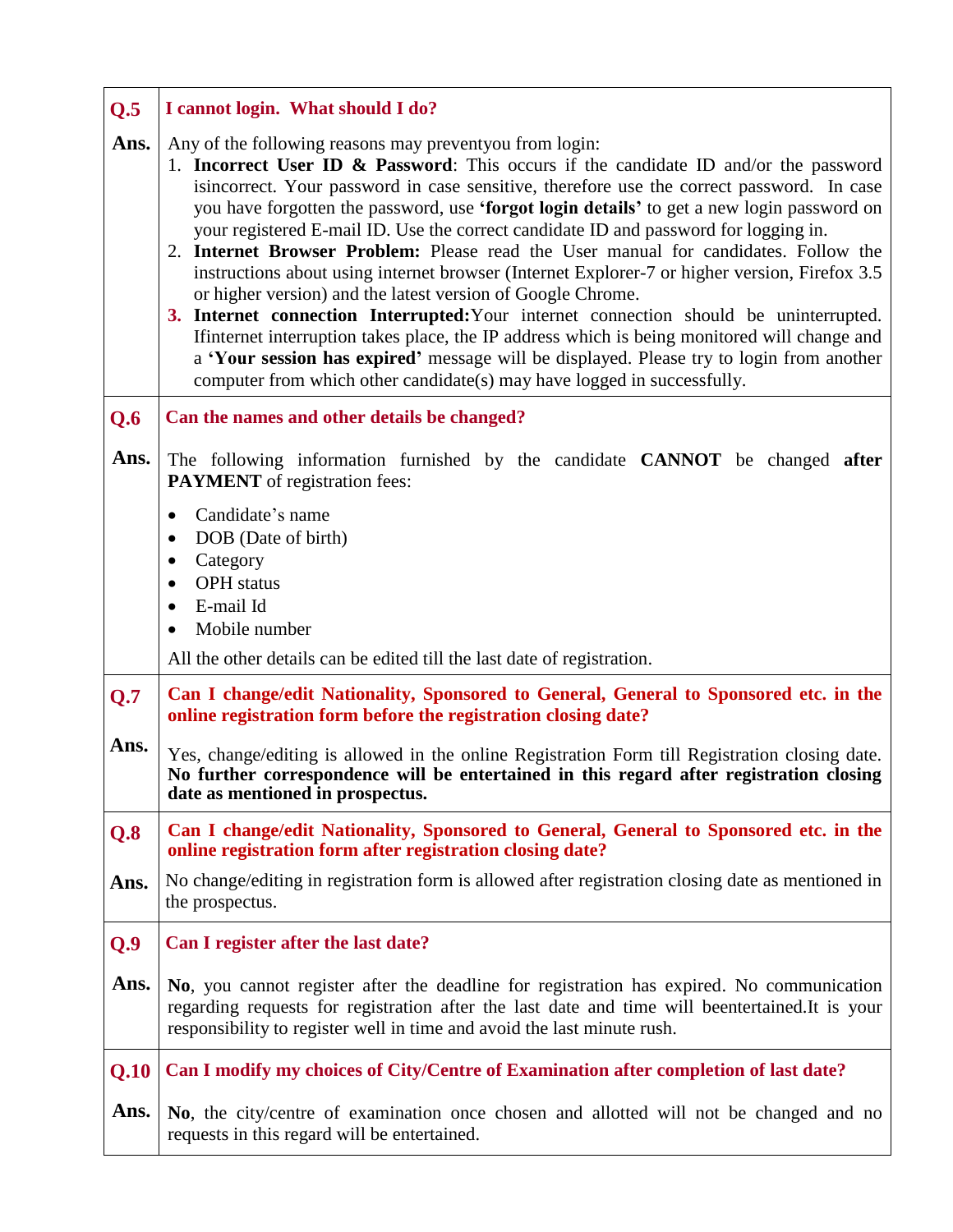| | |
|---|---|
| **Q.5** | **I cannot login. What should I do?** |
| **Ans.** | Any of the following reasons may preventyou from login:<br>1. **Incorrect User ID & Password**: This occurs if the candidate ID and/or the password isincorrect. Your password in case sensitive, therefore use the correct password. In case you have forgotten the password, use **'forgot login details'** to get a new login password on your registered E-mail ID. Use the correct candidate ID and password for logging in.<br>2. **Internet Browser Problem:** Please read the User manual for candidates. Follow the instructions about using internet browser (Internet Explorer-7 or higher version, Firefox 3.5 or higher version) and the latest version of Google Chrome.<br>3. **Internet connection Interrupted:**Your internet connection should be uninterrupted. Ifinternet interruption takes place, the IP address which is being monitored will change and a **'Your session has expired'** message will be displayed. Please try to login from another computer from which other candidate(s) may have logged in successfully. |
| **Q.6** | **Can the names and other details be changed?** |
| **Ans.** | The following information furnished by the candidate **CANNOT** be changed **after PAYMENT** of registration fees:<br>• Candidate's name<br>• DOB (Date of birth)<br>• Category<br>• OPH status<br>• E-mail Id<br>• Mobile number<br>All the other details can be edited till the last date of registration. |
| **Q.7** | **Can I change/edit Nationality, Sponsored to General, General to Sponsored etc. in the online registration form before the registration closing date?** |
| **Ans.** | Yes, change/editing is allowed in the online Registration Form till Registration closing date. **No further correspondence will be entertained in this regard after registration closing date as mentioned in prospectus.** |
| **Q.8** | **Can I change/edit Nationality, Sponsored to General, General to Sponsored etc. in the online registration form after registration closing date?** |
| **Ans.** | No change/editing in registration form is allowed after registration closing date as mentioned in the prospectus. |
| **Q.9** | **Can I register after the last date?** |
| **Ans.** | **No**, you cannot register after the deadline for registration has expired. No communication regarding requests for registration after the last date and time will beentertained.It is your responsibility to register well in time and avoid the last minute rush. |
| **Q.10** | **Can I modify my choices of City/Centre of Examination after completion of last date?** |
| **Ans.** | **No**, the city/centre of examination once chosen and allotted will not be changed and no requests in this regard will be entertained. |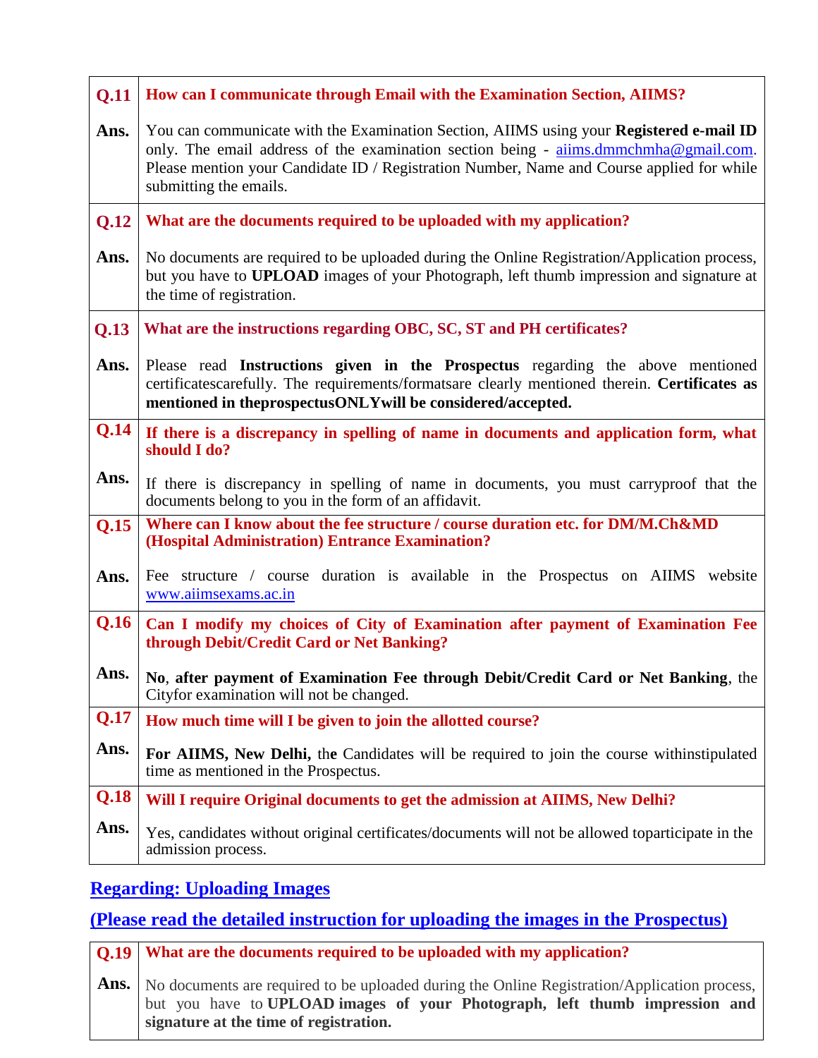| | |
|---|---|
| **Q.11** | **How can I communicate through Email with the Examination Section, AIIMS?** |
| **Ans.** | You can communicate with the Examination Section, AIIMS using your **Registered e-mail ID** only. The email address of the examination section being - aiims.dmmchmha@gmail.com. Please mention your Candidate ID / Registration Number, Name and Course applied for while submitting the emails. |
| **Q.12** | **What are the documents required to be uploaded with my application?** |
| **Ans.** | No documents are required to be uploaded during the Online Registration/Application process, but you have to **UPLOAD** images of your Photograph, left thumb impression and signature at the time of registration. |
| **Q.13** | **What are the instructions regarding OBC, SC, ST and PH certificates?** |
| **Ans.** | Please read **Instructions given in the Prospectus** regarding the above mentioned certificatescarefully. The requirements/formatsare clearly mentioned therein. **Certificates as mentioned in theprospectusONLYwill be considered/accepted.** |
| **Q.14** | **If there is a discrepancy in spelling of name in documents and application form, what should I do?** |
| **Ans.** | If there is discrepancy in spelling of name in documents, you must carryproof that the documents belong to you in the form of an affidavit. |
| **Q.15** | **Where can I know about the fee structure / course duration etc. for DM/M.Ch&MD (Hospital Administration) Entrance Examination?** |
| **Ans.** | Fee structure / course duration is available in the Prospectus on AIIMS website www.aiimsexams.ac.in |
| **Q.16** | **Can I modify my choices of City of Examination after payment of Examination Fee through Debit/Credit Card or Net Banking?** |
| **Ans.** | **No**, **after payment of Examination Fee through Debit/Credit Card or Net Banking**, the Cityfor examination will not be changed. |
| **Q.17** | **How much time will I be given to join the allotted course?** |
| **Ans.** | **For AIIMS, New Delhi,** th**e** Candidates will be required to join the course withinstipulated time as mentioned in the Prospectus. |
| **Q.18** | **Will I require Original documents to get the admission at AIIMS, New Delhi?** |
| **Ans.** | Yes, candidates without original certificates/documents will not be allowed toparticipate in the admission process. |

## Regarding: Uploading Images

## (Please read the detailed instruction for uploading the images in the Prospectus)

| | |
|---|---|
| **Q.19** | **What are the documents required to be uploaded with my application?** |
| **Ans.** | No documents are required to be uploaded during the Online Registration/Application process, but you have to **UPLOAD images of your Photograph, left thumb impression and signature at the time of registration.** |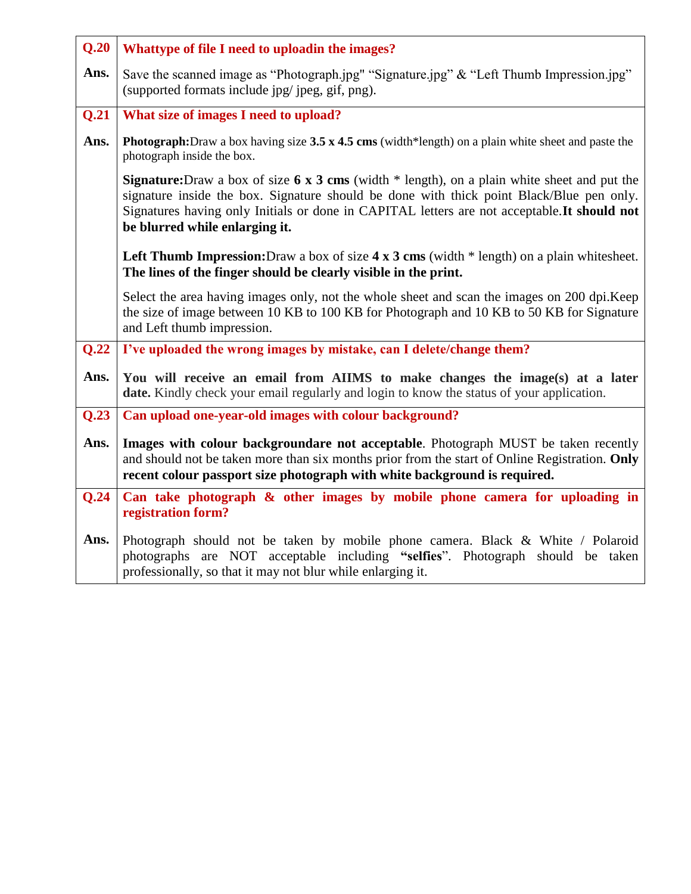| | |
|---|---|
| **Q.20** | **Whattype of file I need to uploadin the images?** |
| **Ans.** | Save the scanned image as “Photograph.jpg" “Signature.jpg” & “Left Thumb Impression.jpg” (supported formats include jpg/ jpeg, gif, png). |
| **Q.21** | **What size of images I need to upload?** |
| **Ans.** | **Photograph:**Draw a box having size **3.5 x 4.5 cms** (width*length) on a plain white sheet and paste the photograph inside the box.<br><br>**Signature:**Draw a box of size **6 x 3 cms** (width * length), on a plain white sheet and put the signature inside the box. Signature should be done with thick point Black/Blue pen only. Signatures having only Initials or done in CAPITAL letters are not acceptable.**It should not be blurred while enlarging it.**<br><br>**Left Thumb Impression:**Draw a box of size **4 x 3 cms** (width * length) on a plain whitesheet. **The lines of the finger should be clearly visible in the print.**<br><br>Select the area having images only, not the whole sheet and scan the images on 200 dpi.Keep the size of image between 10 KB to 100 KB for Photograph and 10 KB to 50 KB for Signature and Left thumb impression. |
| **Q.22** | **I’ve uploaded the wrong images by mistake, can I delete/change them?** |
| **Ans.** | **You will receive an email from AIIMS to make changes the image(s) at a later date.** Kindly check your email regularly and login to know the status of your application. |
| **Q.23** | **Can upload one-year-old images with colour background?** |
| **Ans.** | **Images with colour backgroundare not acceptable**. Photograph MUST be taken recently and should not be taken more than six months prior from the start of Online Registration. **Only recent colour passport size photograph with white background is required.** |
| **Q.24** | **Can take photograph & other images by mobile phone camera for uploading in registration form?** |
| **Ans.** | Photograph should not be taken by mobile phone camera. Black & White / Polaroid photographs are NOT acceptable including **“selfies**”. Photograph should be taken professionally, so that it may not blur while enlarging it. |